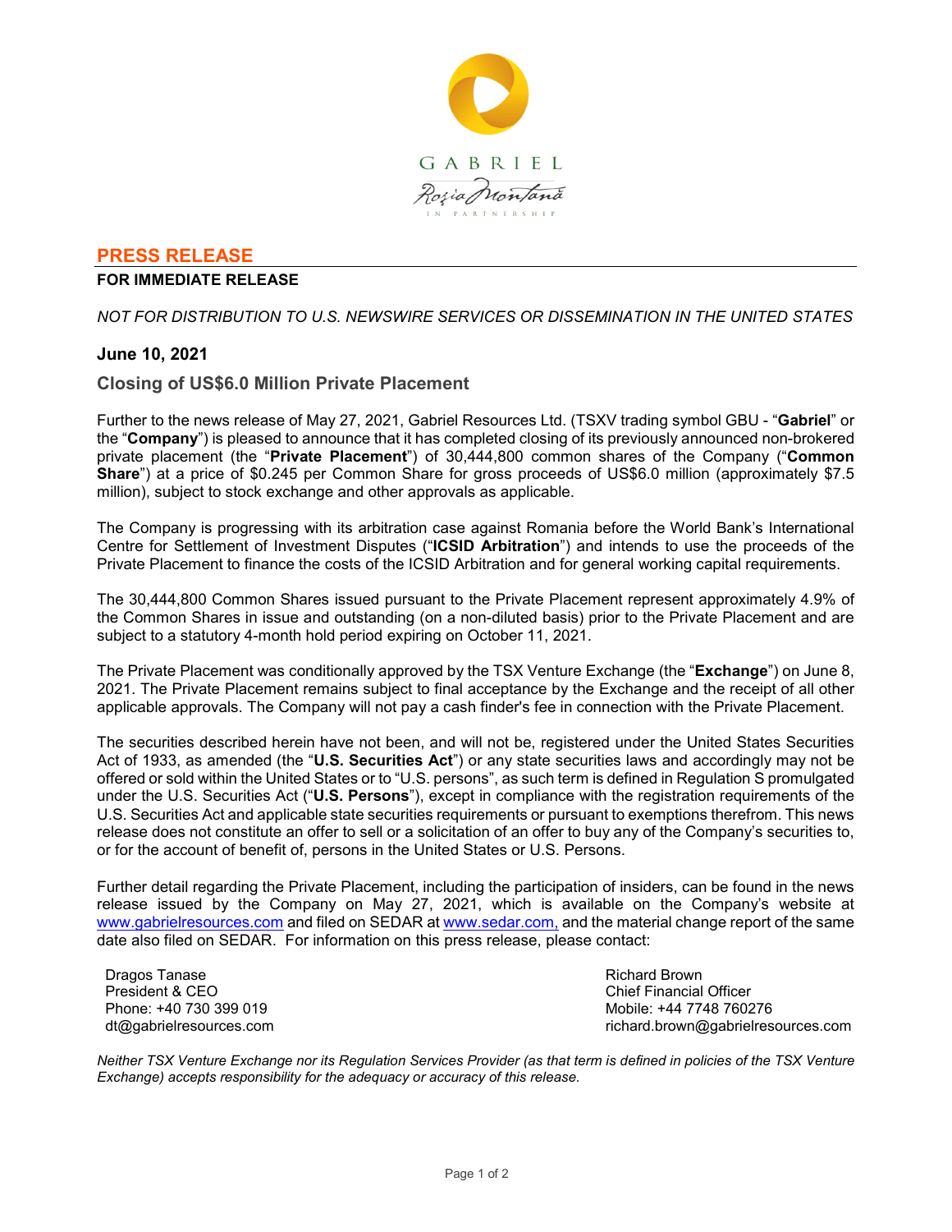## PRESS RELEASE

**FOR IMMEDIATE RELEASE**

*NOT FOR DISTRIBUTION TO U.S. NEWSWIRE SERVICES OR DISSEMINATION IN THE UNITED STATES*

**June 10, 2021**

### Closing of US$6.0 Million Private Placement

Further to the news release of May 27, 2021, Gabriel Resources Ltd. (TSXV trading symbol GBU - "**Gabriel**" or the "**Company**") is pleased to announce that it has completed closing of its previously announced non-brokered private placement (the "**Private Placement**") of 30,444,800 common shares of the Company ("**Common Share**") at a price of $0.245 per Common Share for gross proceeds of US$6.0 million (approximately $7.5 million), subject to stock exchange and other approvals as applicable.

The Company is progressing with its arbitration case against Romania before the World Bank's International Centre for Settlement of Investment Disputes ("**ICSID Arbitration**") and intends to use the proceeds of the Private Placement to finance the costs of the ICSID Arbitration and for general working capital requirements.

The 30,444,800 Common Shares issued pursuant to the Private Placement represent approximately 4.9% of the Common Shares in issue and outstanding (on a non-diluted basis) prior to the Private Placement and are subject to a statutory 4-month hold period expiring on October 11, 2021.

The Private Placement was conditionally approved by the TSX Venture Exchange (the "**Exchange**") on June 8, 2021. The Private Placement remains subject to final acceptance by the Exchange and the receipt of all other applicable approvals. The Company will not pay a cash finder's fee in connection with the Private Placement.

The securities described herein have not been, and will not be, registered under the United States Securities Act of 1933, as amended (the "**U.S. Securities Act**") or any state securities laws and accordingly may not be offered or sold within the United States or to "U.S. persons", as such term is defined in Regulation S promulgated under the U.S. Securities Act ("**U.S. Persons**"), except in compliance with the registration requirements of the U.S. Securities Act and applicable state securities requirements or pursuant to exemptions therefrom. This news release does not constitute an offer to sell or a solicitation of an offer to buy any of the Company's securities to, or for the account of benefit of, persons in the United States or U.S. Persons.

Further detail regarding the Private Placement, including the participation of insiders, can be found in the news release issued by the Company on May 27, 2021, which is available on the Company's website at www.gabrielresources.com and filed on SEDAR at www.sedar.com, and the material change report of the same date also filed on SEDAR. For information on this press release, please contact:

Dragos Tanase
President & CEO
Phone: +40 730 399 019
dt@gabrielresources.com

Richard Brown
Chief Financial Officer
Mobile: +44 7748 760276
richard.brown@gabrielresources.com

*Neither TSX Venture Exchange nor its Regulation Services Provider (as that term is defined in policies of the TSX Venture Exchange) accepts responsibility for the adequacy or accuracy of this release.*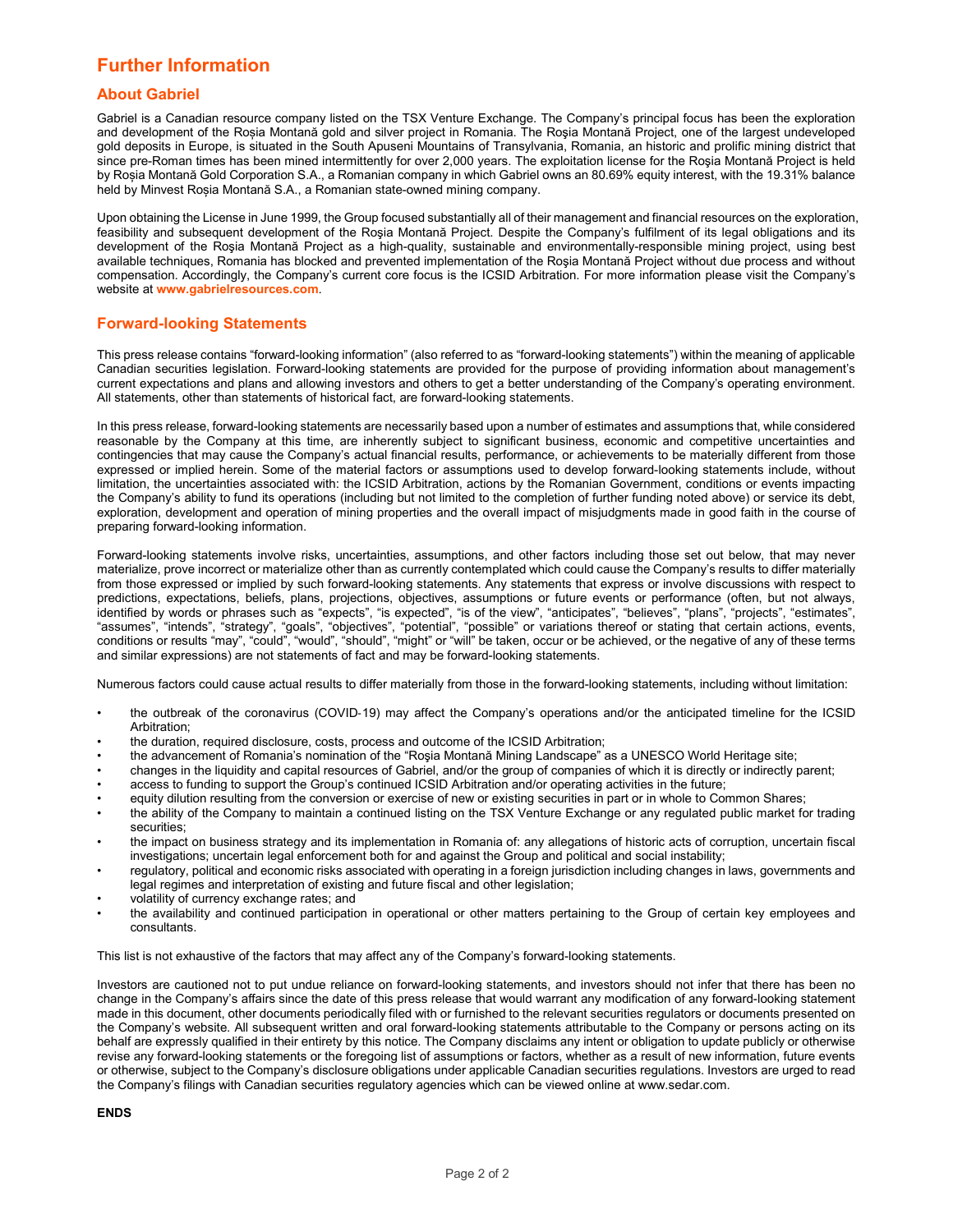# Further Information

## About Gabriel

Gabriel is a Canadian resource company listed on the TSX Venture Exchange. The Company's principal focus has been the exploration and development of the Roșia Montană gold and silver project in Romania. The Roşia Montană Project, one of the largest undeveloped gold deposits in Europe, is situated in the South Apuseni Mountains of Transylvania, Romania, an historic and prolific mining district that since pre-Roman times has been mined intermittently for over 2,000 years. The exploitation license for the Roşia Montană Project is held by Roșia Montană Gold Corporation S.A., a Romanian company in which Gabriel owns an 80.69% equity interest, with the 19.31% balance held by Minvest Roșia Montană S.A., a Romanian state-owned mining company.

Upon obtaining the License in June 1999, the Group focused substantially all of their management and financial resources on the exploration, feasibility and subsequent development of the Roşia Montană Project. Despite the Company's fulfilment of its legal obligations and its development of the Roşia Montană Project as a high-quality, sustainable and environmentally-responsible mining project, using best available techniques, Romania has blocked and prevented implementation of the Roşia Montană Project without due process and without compensation. Accordingly, the Company's current core focus is the ICSID Arbitration. For more information please visit the Company's website at **www.gabrielresources.com**.

## Forward-looking Statements

This press release contains "forward-looking information" (also referred to as "forward-looking statements") within the meaning of applicable Canadian securities legislation. Forward-looking statements are provided for the purpose of providing information about management's current expectations and plans and allowing investors and others to get a better understanding of the Company's operating environment. All statements, other than statements of historical fact, are forward-looking statements.

In this press release, forward-looking statements are necessarily based upon a number of estimates and assumptions that, while considered reasonable by the Company at this time, are inherently subject to significant business, economic and competitive uncertainties and contingencies that may cause the Company's actual financial results, performance, or achievements to be materially different from those expressed or implied herein. Some of the material factors or assumptions used to develop forward-looking statements include, without limitation, the uncertainties associated with: the ICSID Arbitration, actions by the Romanian Government, conditions or events impacting the Company's ability to fund its operations (including but not limited to the completion of further funding noted above) or service its debt, exploration, development and operation of mining properties and the overall impact of misjudgments made in good faith in the course of preparing forward-looking information.

Forward-looking statements involve risks, uncertainties, assumptions, and other factors including those set out below, that may never materialize, prove incorrect or materialize other than as currently contemplated which could cause the Company's results to differ materially from those expressed or implied by such forward-looking statements. Any statements that express or involve discussions with respect to predictions, expectations, beliefs, plans, projections, objectives, assumptions or future events or performance (often, but not always, identified by words or phrases such as "expects", "is expected", "is of the view", "anticipates", "believes", "plans", "projects", "estimates", "assumes", "intends", "strategy", "goals", "objectives", "potential", "possible" or variations thereof or stating that certain actions, events, conditions or results "may", "could", "would", "should", "might" or "will" be taken, occur or be achieved, or the negative of any of these terms and similar expressions) are not statements of fact and may be forward-looking statements.

Numerous factors could cause actual results to differ materially from those in the forward-looking statements, including without limitation:

- the outbreak of the coronavirus (COVID-19) may affect the Company's operations and/or the anticipated timeline for the ICSID Arbitration;
- the duration, required disclosure, costs, process and outcome of the ICSID Arbitration;
- the advancement of Romania's nomination of the "Roşia Montană Mining Landscape" as a UNESCO World Heritage site;
- changes in the liquidity and capital resources of Gabriel, and/or the group of companies of which it is directly or indirectly parent;
- access to funding to support the Group's continued ICSID Arbitration and/or operating activities in the future;
- equity dilution resulting from the conversion or exercise of new or existing securities in part or in whole to Common Shares;
- the ability of the Company to maintain a continued listing on the TSX Venture Exchange or any regulated public market for trading securities;
- the impact on business strategy and its implementation in Romania of: any allegations of historic acts of corruption, uncertain fiscal investigations; uncertain legal enforcement both for and against the Group and political and social instability;
- regulatory, political and economic risks associated with operating in a foreign jurisdiction including changes in laws, governments and legal regimes and interpretation of existing and future fiscal and other legislation;
- volatility of currency exchange rates; and
- the availability and continued participation in operational or other matters pertaining to the Group of certain key employees and consultants.

This list is not exhaustive of the factors that may affect any of the Company's forward-looking statements.

Investors are cautioned not to put undue reliance on forward-looking statements, and investors should not infer that there has been no change in the Company's affairs since the date of this press release that would warrant any modification of any forward-looking statement made in this document, other documents periodically filed with or furnished to the relevant securities regulators or documents presented on the Company's website. All subsequent written and oral forward-looking statements attributable to the Company or persons acting on its behalf are expressly qualified in their entirety by this notice. The Company disclaims any intent or obligation to update publicly or otherwise revise any forward-looking statements or the foregoing list of assumptions or factors, whether as a result of new information, future events or otherwise, subject to the Company's disclosure obligations under applicable Canadian securities regulations. Investors are urged to read the Company's filings with Canadian securities regulatory agencies which can be viewed online at www.sedar.com.

**ENDS**